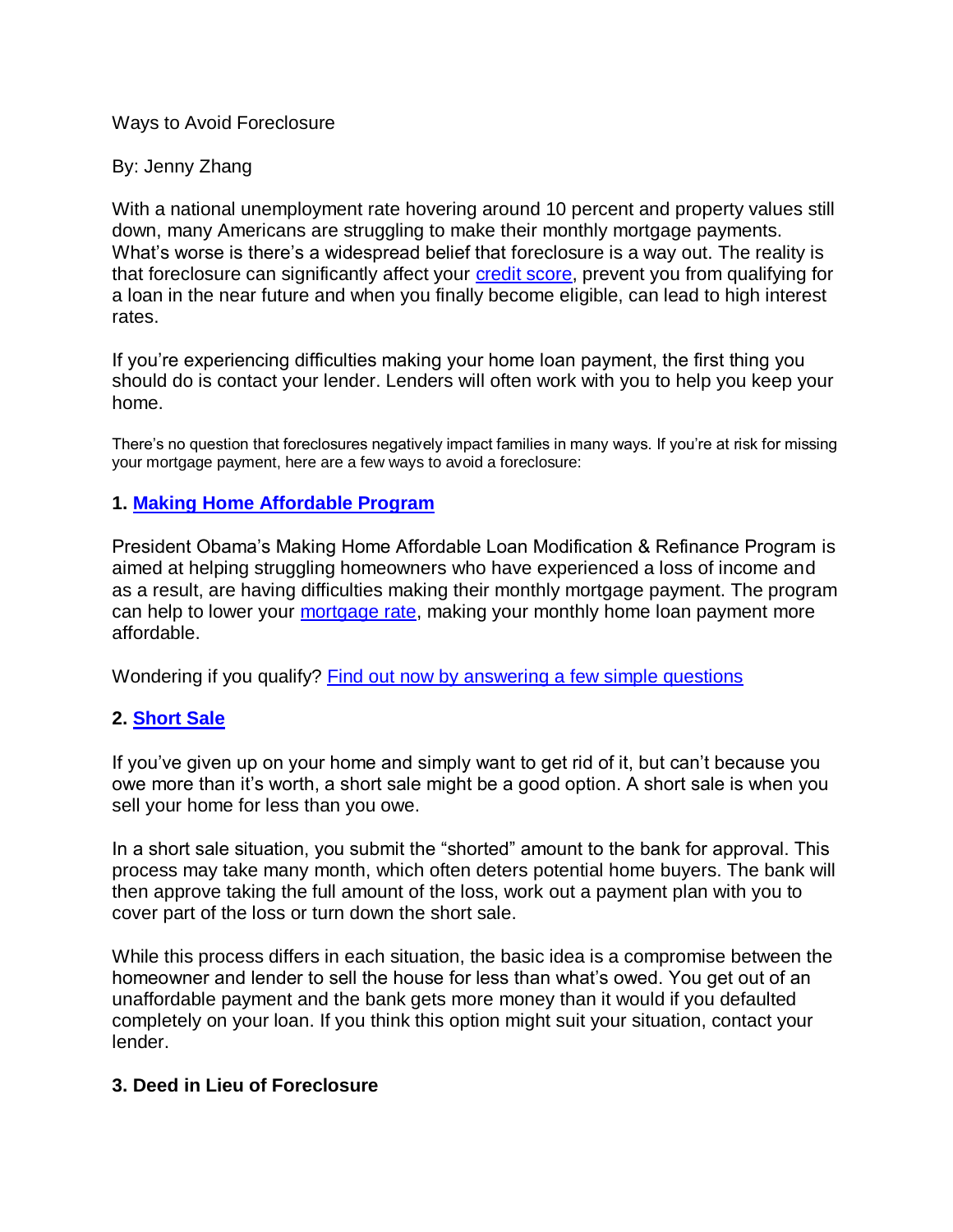Ways to Avoid Foreclosure

By: Jenny Zhang

With a national unemployment rate hovering around 10 percent and property values still down, many Americans are struggling to make their monthly mortgage payments. What's worse is there's a widespread belief that foreclosure is a way out. The reality is that foreclosure can significantly affect your credit score, prevent you from qualifying for a loan in the near future and when you finally become eligible, can lead to high interest rates.

If you're experiencing difficulties making your home loan payment, the first thing you should do is contact your lender. Lenders will often work with you to help you keep your home.

There's no question that foreclosures negatively impact families in many ways. If you're at risk for missing your mortgage payment, here are a few ways to avoid a foreclosure:

**1. Making Home Affordable Program**

President Obama's Making Home Affordable Loan Modification & Refinance Program is aimed at helping struggling homeowners who have experienced a loss of income and as a result, are having difficulties making their monthly mortgage payment. The program can help to lower your mortgage rate, making your monthly home loan payment more affordable.

Wondering if you qualify? Find out now by answering a few simple questions

**2. Short Sale**

If you've given up on your home and simply want to get rid of it, but can't because you owe more than it's worth, a short sale might be a good option. A short sale is when you sell your home for less than you owe.

In a short sale situation, you submit the "shorted" amount to the bank for approval. This process may take many month, which often deters potential home buyers. The bank will then approve taking the full amount of the loss, work out a payment plan with you to cover part of the loss or turn down the short sale.

While this process differs in each situation, the basic idea is a compromise between the homeowner and lender to sell the house for less than what's owed. You get out of an unaffordable payment and the bank gets more money than it would if you defaulted completely on your loan. If you think this option might suit your situation, contact your lender.

**3. Deed in Lieu of Foreclosure**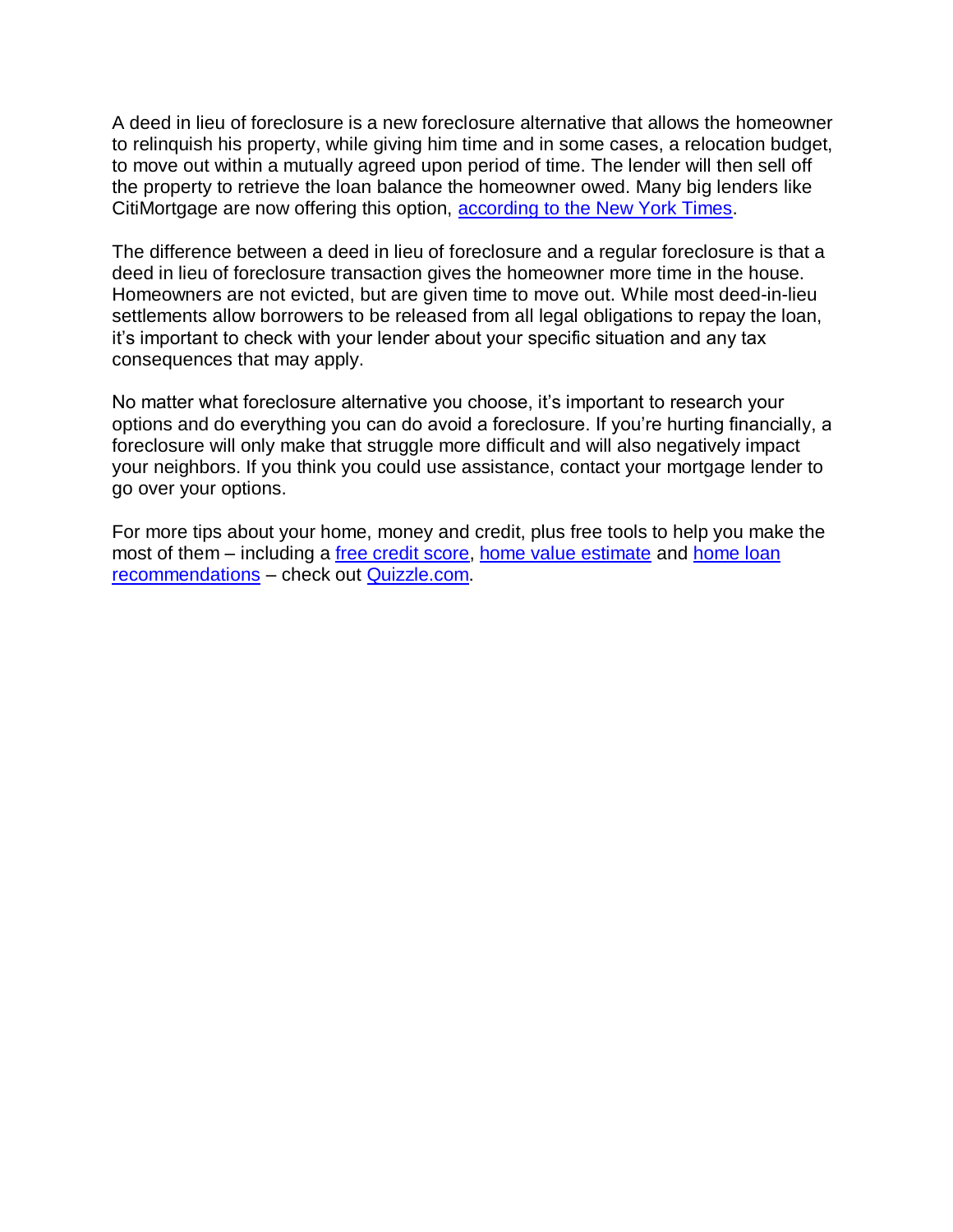A deed in lieu of foreclosure is a new foreclosure alternative that allows the homeowner to relinquish his property, while giving him time and in some cases, a relocation budget, to move out within a mutually agreed upon period of time. The lender will then sell off the property to retrieve the loan balance the homeowner owed. Many big lenders like CitiMortgage are now offering this option, according to the New York Times.

The difference between a deed in lieu of foreclosure and a regular foreclosure is that a deed in lieu of foreclosure transaction gives the homeowner more time in the house. Homeowners are not evicted, but are given time to move out. While most deed-in-lieu settlements allow borrowers to be released from all legal obligations to repay the loan, it's important to check with your lender about your specific situation and any tax consequences that may apply.

No matter what foreclosure alternative you choose, it's important to research your options and do everything you can do avoid a foreclosure. If you're hurting financially, a foreclosure will only make that struggle more difficult and will also negatively impact your neighbors. If you think you could use assistance, contact your mortgage lender to go over your options.

For more tips about your home, money and credit, plus free tools to help you make the most of them – including a free credit score, home value estimate and home loan recommendations – check out Quizzle.com.